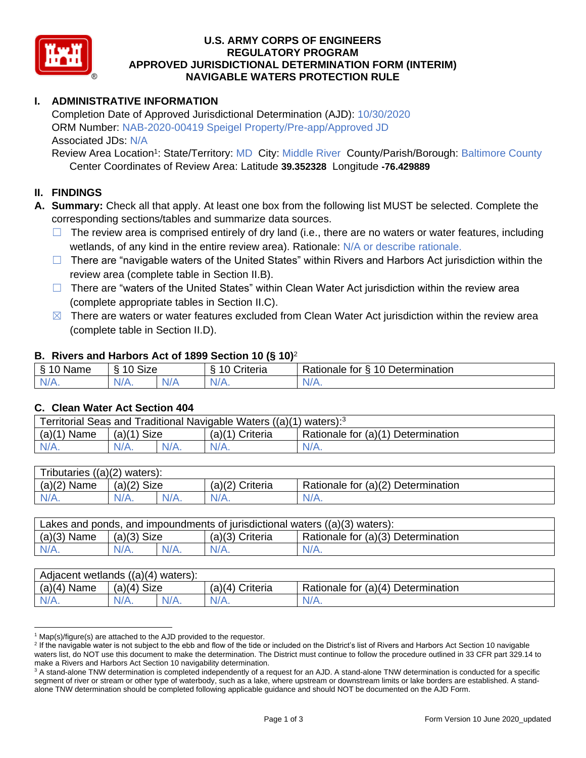# U.S. ARMY CORPS OF ENGINEERS
# REGULATORY PROGRAM
# APPROVED JURISDICTIONAL DETERMINATION FORM (INTERIM)
# NAVIGABLE WATERS PROTECTION RULE

## I. ADMINISTRATIVE INFORMATION

Completion Date of Approved Jurisdictional Determination (AJD): 10/30/2020
ORM Number: NAB-2020-00419 Speigel Property/Pre-app/Approved JD
Associated JDs: N/A
Review Area Location[1]: State/Territory: MD City: Middle River County/Parish/Borough: Baltimore County
Center Coordinates of Review Area: Latitude **39.352328** Longitude **-76.429889**

## II. FINDINGS

**A. Summary:** Check all that apply. At least one box from the following list MUST be selected. Complete the corresponding sections/tables and summarize data sources.

- ☐ The review area is comprised entirely of dry land (i.e., there are no waters or water features, including wetlands, of any kind in the entire review area). Rationale: N/A or describe rationale.
- ☐ There are "navigable waters of the United States" within Rivers and Harbors Act jurisdiction within the review area (complete table in Section II.B).
- ☐ There are "waters of the United States" within Clean Water Act jurisdiction within the review area (complete appropriate tables in Section II.C).
- ☒ There are waters or water features excluded from Clean Water Act jurisdiction within the review area (complete table in Section II.D).

### B. Rivers and Harbors Act of 1899 Section 10 (§ 10)[2]

| § 10 Name | § 10 Size | | § 10 Criteria | Rationale for § 10 Determination |
|---|---|---|---|---|
| N/A. | N/A. | N/A | N/A. | N/A. |

### C. Clean Water Act Section 404

| Territorial Seas and Traditional Navigable Waters ((a)(1) waters):[3] | | | | |
|---|---|---|---|---|
| (a)(1) Name | (a)(1) Size | | (a)(1) Criteria | Rationale for (a)(1) Determination |
| N/A. | N/A. | N/A. | N/A. | N/A. |

| Tributaries ((a)(2) waters): | | | | |
|---|---|---|---|---|
| (a)(2) Name | (a)(2) Size | | (a)(2) Criteria | Rationale for (a)(2) Determination |
| N/A. | N/A. | N/A. | N/A. | N/A. |

| Lakes and ponds, and impoundments of jurisdictional waters ((a)(3) waters): | | | | |
|---|---|---|---|---|
| (a)(3) Name | (a)(3) Size | | (a)(3) Criteria | Rationale for (a)(3) Determination |
| N/A. | N/A. | N/A. | N/A. | N/A. |

| Adjacent wetlands ((a)(4) waters): | | | | |
|---|---|---|---|---|
| (a)(4) Name | (a)(4) Size | | (a)(4) Criteria | Rationale for (a)(4) Determination |
| N/A. | N/A. | N/A. | N/A. | N/A. |

---

[1] Map(s)/figure(s) are attached to the AJD provided to the requestor.
[2] If the navigable water is not subject to the ebb and flow of the tide or included on the District's list of Rivers and Harbors Act Section 10 navigable waters list, do NOT use this document to make the determination. The District must continue to follow the procedure outlined in 33 CFR part 329.14 to make a Rivers and Harbors Act Section 10 navigability determination.
[3] A stand-alone TNW determination is completed independently of a request for an AJD. A stand-alone TNW determination is conducted for a specific segment of river or stream or other type of waterbody, such as a lake, where upstream or downstream limits or lake borders are established. A stand-alone TNW determination should be completed following applicable guidance and should NOT be documented on the AJD Form.

Form Version 10 June 2020_updated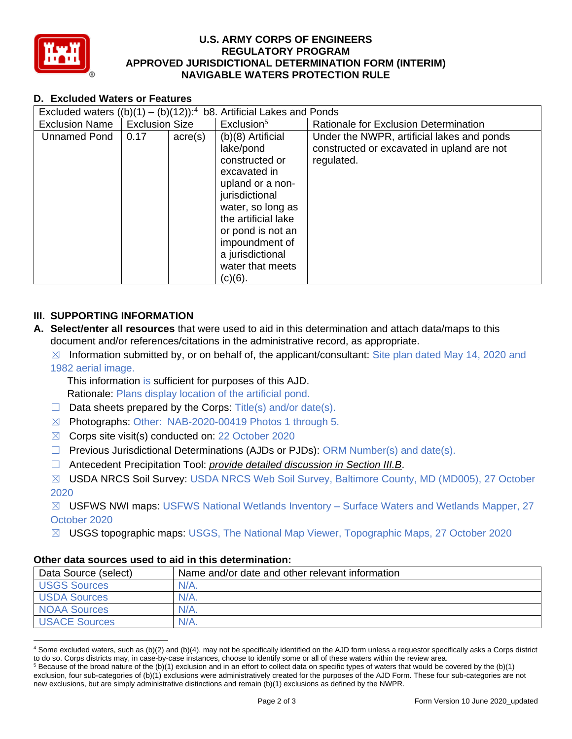**U.S. ARMY CORPS OF ENGINEERS**
**REGULATORY PROGRAM**
**APPROVED JURISDICTIONAL DETERMINATION FORM (INTERIM)**
**NAVIGABLE WATERS PROTECTION RULE**

## D. Excluded Waters or Features

| Excluded waters ((b)(1) – (b)(12)):[4] b8. Artificial Lakes and Ponds | | | | |
|---|---|---|---|---|
| Exclusion Name | Exclusion Size | | Exclusion[5] | Rationale for Exclusion Determination |
| Unnamed Pond | 0.17 | acre(s) | (b)(8) Artificial lake/pond constructed or excavated in upland or a non-jurisdictional water, so long as the artificial lake or pond is not an impoundment of a jurisdictional water that meets (c)(6). | Under the NWPR, artificial lakes and ponds constructed or excavated in upland are not regulated. |

## III. SUPPORTING INFORMATION

**A. Select/enter all resources** that were used to aid in this determination and attach data/maps to this document and/or references/citations in the administrative record, as appropriate.

☒ Information submitted by, or on behalf of, the applicant/consultant: Site plan dated May 14, 2020 and 1982 aerial image.
This information is sufficient for purposes of this AJD.
Rationale: Plans display location of the artificial pond.

☐ Data sheets prepared by the Corps: Title(s) and/or date(s).

☒ Photographs: Other: NAB-2020-00419 Photos 1 through 5.

☒ Corps site visit(s) conducted on: 22 October 2020

☐ Previous Jurisdictional Determinations (AJDs or PJDs): ORM Number(s) and date(s).

☐ Antecedent Precipitation Tool: *provide detailed discussion in Section III.B*.

☒ USDA NRCS Soil Survey: USDA NRCS Web Soil Survey, Baltimore County, MD (MD005), 27 October 2020

☒ USFWS NWI maps: USFWS National Wetlands Inventory – Surface Waters and Wetlands Mapper, 27 October 2020

☒ USGS topographic maps: USGS, The National Map Viewer, Topographic Maps, 27 October 2020

**Other data sources used to aid in this determination:**

| Data Source (select) | Name and/or date and other relevant information |
|---|---|
| USGS Sources | N/A. |
| USDA Sources | N/A. |
| NOAA Sources | N/A. |
| USACE Sources | N/A. |

[4] Some excluded waters, such as (b)(2) and (b)(4), may not be specifically identified on the AJD form unless a requestor specifically asks a Corps district to do so. Corps districts may, in case-by-case instances, choose to identify some or all of these waters within the review area.

[5] Because of the broad nature of the (b)(1) exclusion and in an effort to collect data on specific types of waters that would be covered by the (b)(1) exclusion, four sub-categories of (b)(1) exclusions were administratively created for the purposes of the AJD Form. These four sub-categories are not new exclusions, but are simply administrative distinctions and remain (b)(1) exclusions as defined by the NWPR.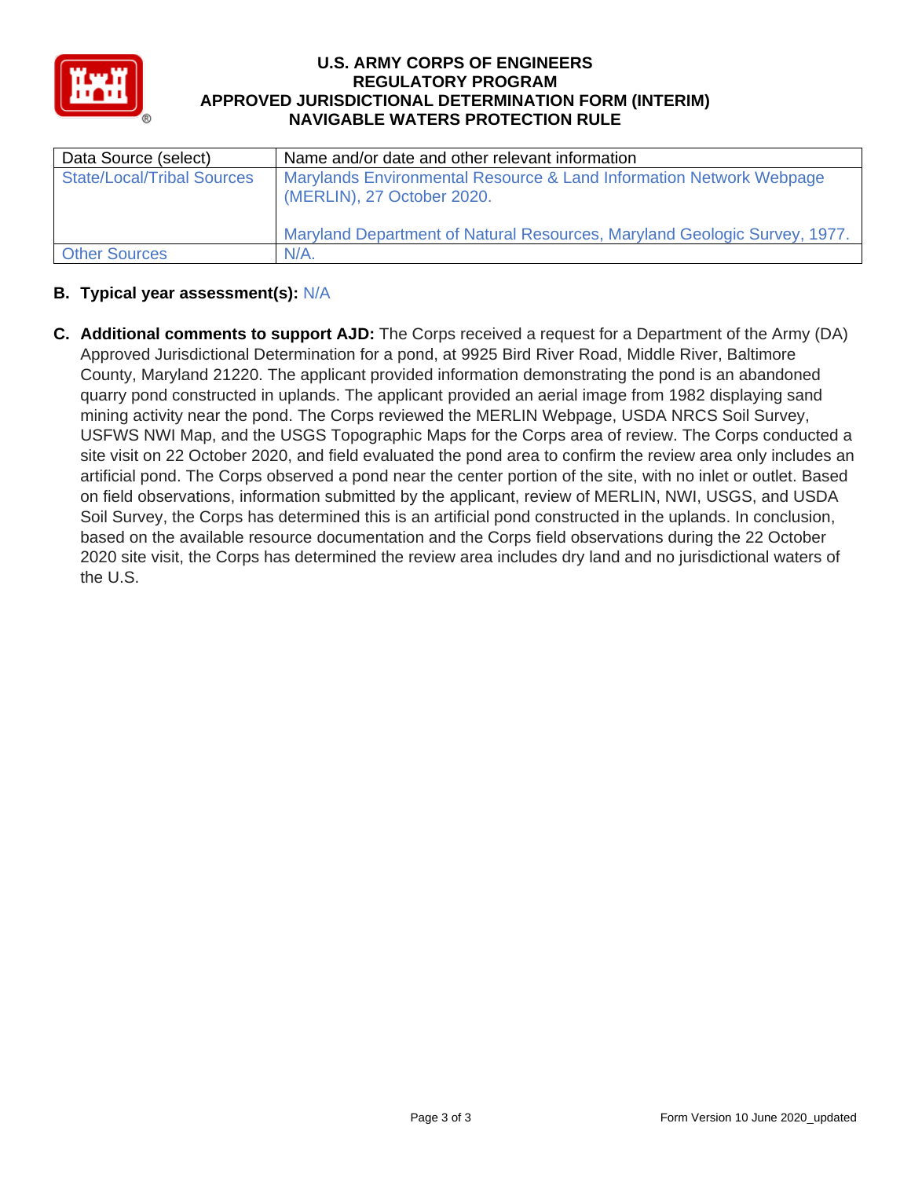# U.S. ARMY CORPS OF ENGINEERS
# REGULATORY PROGRAM
# APPROVED JURISDICTIONAL DETERMINATION FORM (INTERIM)
# NAVIGABLE WATERS PROTECTION RULE

| Data Source (select) | Name and/or date and other relevant information |
|---|---|
| State/Local/Tribal Sources | Marylands Environmental Resource & Land Information Network Webpage (MERLIN), 27 October 2020.<br><br>Maryland Department of Natural Resources, Maryland Geologic Survey, 1977. |
| Other Sources | N/A. |

**B. Typical year assessment(s):** N/A

**C. Additional comments to support AJD:** The Corps received a request for a Department of the Army (DA) Approved Jurisdictional Determination for a pond, at 9925 Bird River Road, Middle River, Baltimore County, Maryland 21220. The applicant provided information demonstrating the pond is an abandoned quarry pond constructed in uplands. The applicant provided an aerial image from 1982 displaying sand mining activity near the pond. The Corps reviewed the MERLIN Webpage, USDA NRCS Soil Survey, USFWS NWI Map, and the USGS Topographic Maps for the Corps area of review. The Corps conducted a site visit on 22 October 2020, and field evaluated the pond area to confirm the review area only includes an artificial pond. The Corps observed a pond near the center portion of the site, with no inlet or outlet. Based on field observations, information submitted by the applicant, review of MERLIN, NWI, USGS, and USDA Soil Survey, the Corps has determined this is an artificial pond constructed in the uplands. In conclusion, based on the available resource documentation and the Corps field observations during the 22 October 2020 site visit, the Corps has determined the review area includes dry land and no jurisdictional waters of the U.S.

Form Version 10 June 2020_updated